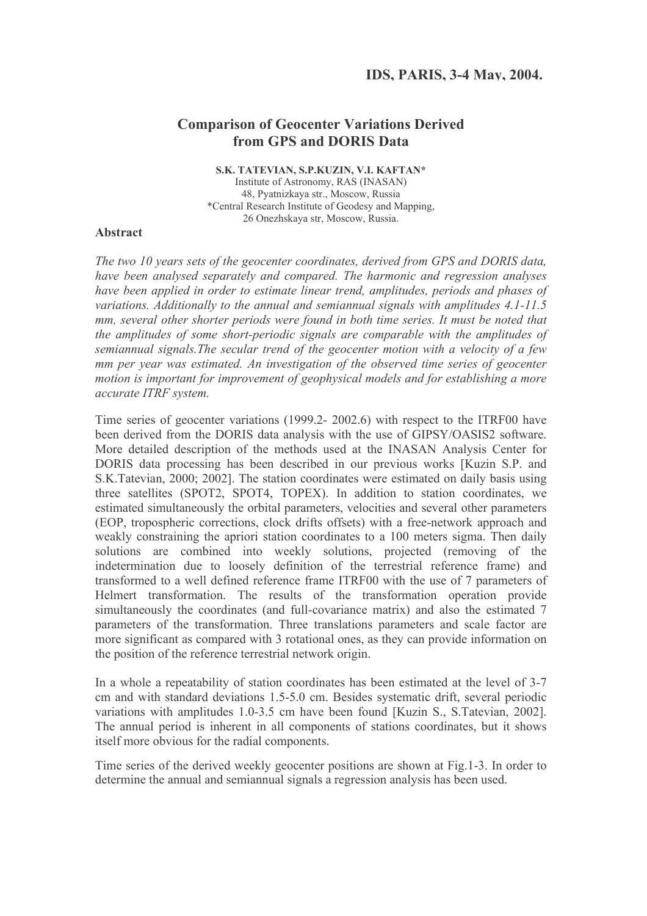**IDS, PARIS, 3-4 May, 2004.**

# Comparison of Geocenter Variations Derived from GPS and DORIS Data

**S.K. TATEVIAN, S.P.KUZIN, V.I. KAFTAN***
Institute of Astronomy, RAS (INASAN)
48, Pyatnizkaya str., Moscow, Russia
*Central Research Institute of Geodesy and Mapping,
26 Onezhskaya str, Moscow, Russia.

**Abstract**

*The two 10 years sets of the geocenter coordinates, derived from GPS and DORIS data, have been analysed separately and compared. The harmonic and regression analyses have been applied in order to estimate linear trend, amplitudes, periods and phases of variations. Additionally to the annual and semiannual signals with amplitudes 4.1-11.5 mm, several other shorter periods were found in both time series. It must be noted that the amplitudes of some short-periodic signals are comparable with the amplitudes of semiannual signals.The secular trend of the geocenter motion with a velocity of a few mm per year was estimated. An investigation of the observed time series of geocenter motion is important for improvement of geophysical models and for establishing a more accurate ITRF system.*

Time series of geocenter variations (1999.2- 2002.6) with respect to the ITRF00 have been derived from the DORIS data analysis with the use of GIPSY/OASIS2 software. More detailed description of the methods used at the INASAN Analysis Center for DORIS data processing has been described in our previous works [Kuzin S.P. and S.K.Tatevian, 2000; 2002]. The station coordinates were estimated on daily basis using three satellites (SPOT2, SPOT4, TOPEX). In addition to station coordinates, we estimated simultaneously the orbital parameters, velocities and several other parameters (EOP, tropospheric corrections, clock drifts offsets) with a free-network approach and weakly constraining the apriori station coordinates to a 100 meters sigma. Then daily solutions are combined into weekly solutions, projected (removing of the indetermination due to loosely definition of the terrestrial reference frame) and transformed to a well defined reference frame ITRF00 with the use of 7 parameters of Helmert transformation. The results of the transformation operation provide simultaneously the coordinates (and full-covariance matrix) and also the estimated 7 parameters of the transformation. Three translations parameters and scale factor are more significant as compared with 3 rotational ones, as they can provide information on the position of the reference terrestrial network origin.

In a whole a repeatability of station coordinates has been estimated at the level of 3-7 cm and with standard deviations 1.5-5.0 cm. Besides systematic drift, several periodic variations with amplitudes 1.0-3.5 cm have been found [Kuzin S., S.Tatevian, 2002]. The annual period is inherent in all components of stations coordinates, but it shows itself more obvious for the radial components.

Time series of the derived weekly geocenter positions are shown at Fig.1-3. In order to determine the annual and semiannual signals a regression analysis has been used.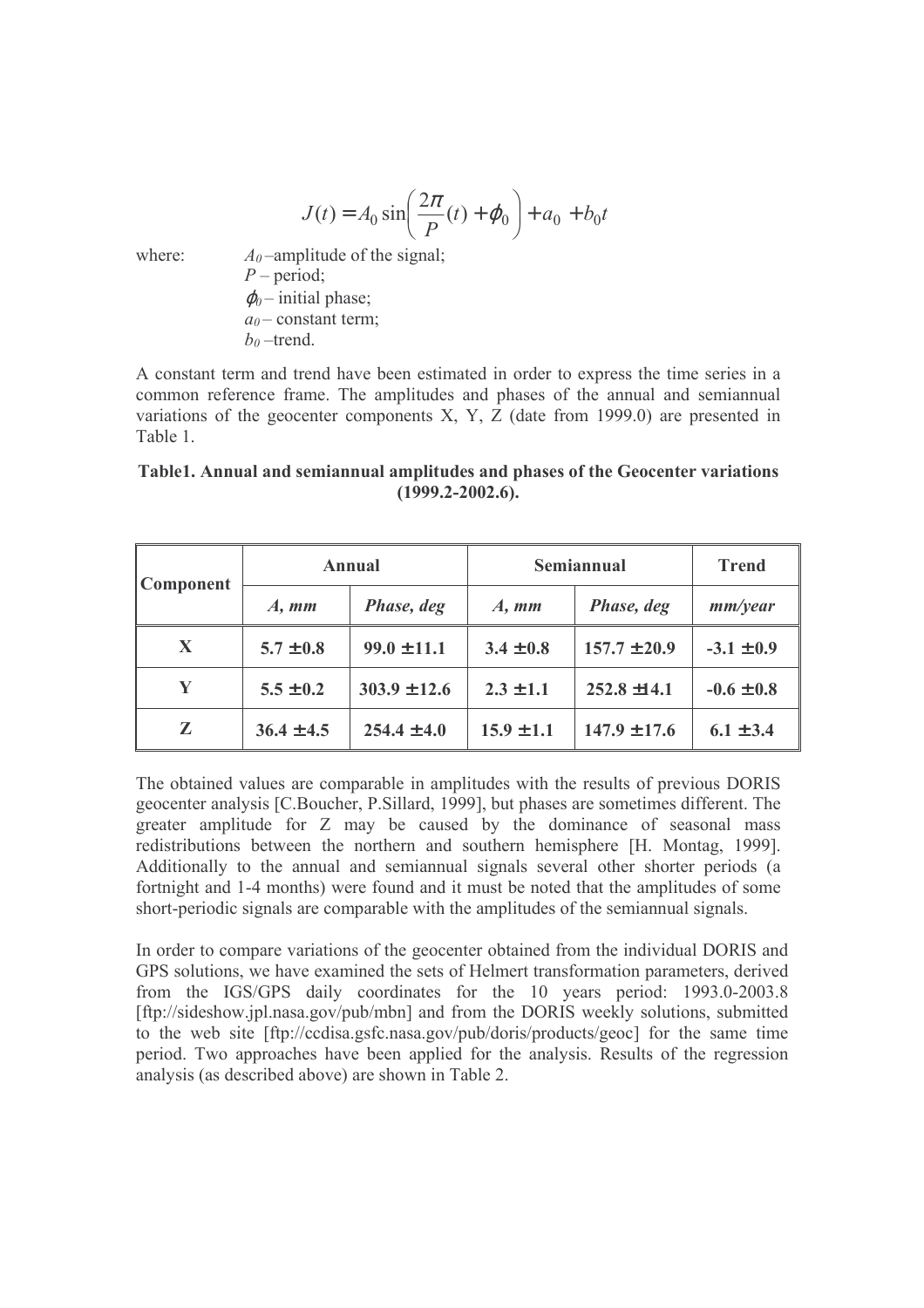$$J(t) = A_0 \sin\left(\frac{2\pi}{P}(t) + \varphi_0\right) + a_0 + b_0 t$$

where:
- $A_0$ – amplitude of the signal;
- $P$ – period;
- $\varphi_0$ – initial phase;
- $a_0$ – constant term;
- $b_0$ – trend.

A constant term and trend have been estimated in order to express the time series in a common reference frame. The amplitudes and phases of the annual and semiannual variations of the geocenter components X, Y, Z (date from 1999.0) are presented in Table 1.

**Table1. Annual and semiannual amplitudes and phases of the Geocenter variations (1999.2-2002.6).**

| Component | Annual | | Semiannual | | Trend |
|---|---|---|---|---|---|
| | *A, mm* | *Phase, deg* | *A, mm* | *Phase, deg* | *mm/year* |
| **X** | **5.7 ±0.8** | **99.0 ±11.1** | **3.4 ±0.8** | **157.7 ±20.9** | **-3.1 ±0.9** |
| **Y** | **5.5 ±0.2** | **303.9 ±12.6** | **2.3 ±1.1** | **252.8 ±14.1** | **-0.6 ±0.8** |
| **Z** | **36.4 ±4.5** | **254.4 ±4.0** | **15.9 ±1.1** | **147.9 ±17.6** | **6.1 ±3.4** |

The obtained values are comparable in amplitudes with the results of previous DORIS geocenter analysis [C.Boucher, P.Sillard, 1999], but phases are sometimes different. The greater amplitude for Z may be caused by the dominance of seasonal mass redistributions between the northern and southern hemisphere [H. Montag, 1999]. Additionally to the annual and semiannual signals several other shorter periods (a fortnight and 1-4 months) were found and it must be noted that the amplitudes of some short-periodic signals are comparable with the amplitudes of the semiannual signals.

In order to compare variations of the geocenter obtained from the individual DORIS and GPS solutions, we have examined the sets of Helmert transformation parameters, derived from the IGS/GPS daily coordinates for the 10 years period: 1993.0-2003.8 [ftp://sideshow.jpl.nasa.gov/pub/mbn] and from the DORIS weekly solutions, submitted to the web site [ftp://ccdisa.gsfc.nasa.gov/pub/doris/products/geoc] for the same time period. Two approaches have been applied for the analysis. Results of the regression analysis (as described above) are shown in Table 2.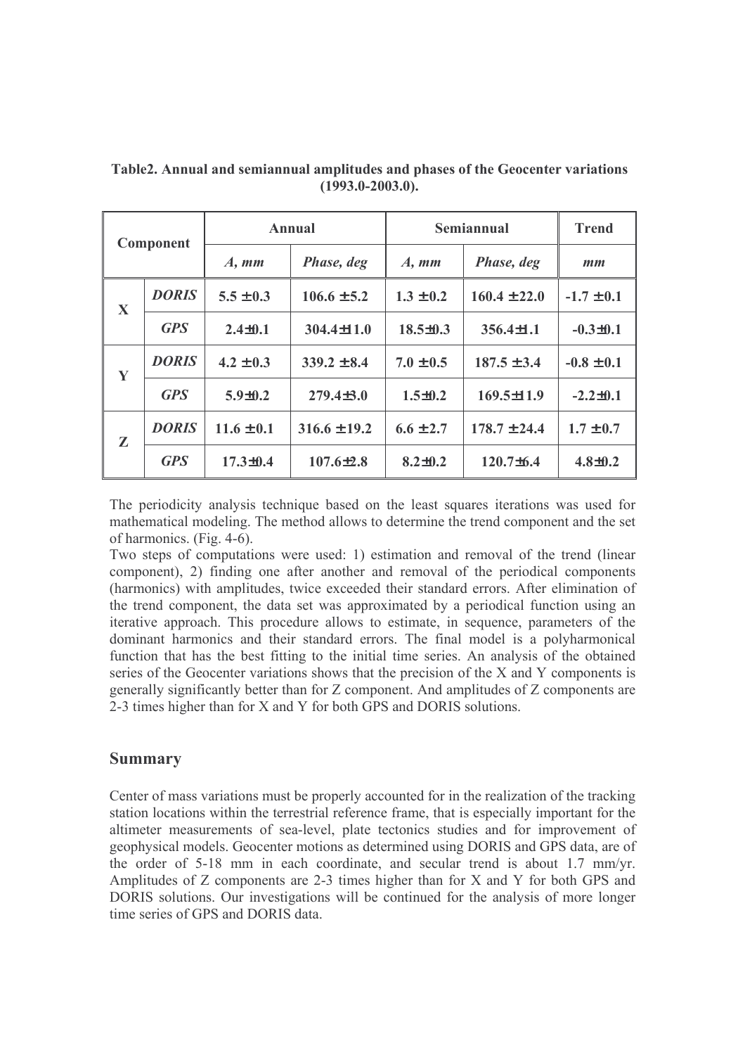**Table2. Annual and semiannual amplitudes and phases of the Geocenter variations (1993.0-2003.0).**

| Component | | Annual | | Semiannual | | Trend |
|---|---|---|---|---|---|---|
| | | *A, mm* | *Phase, deg* | *A, mm* | *Phase, deg* | *mm* |
| **X** | ***DORIS*** | **5.5 ± 0.3** | **106.6 ± 5.2** | **1.3 ± 0.2** | **160.4 ± 22.0** | **-1.7 ± 0.1** |
| | ***GPS*** | **2.4±0.1** | **304.4±11.0** | **18.5±0.3** | **356.4±1.1** | **-0.3±0.1** |
| **Y** | ***DORIS*** | **4.2 ± 0.3** | **339.2 ± 8.4** | **7.0 ± 0.5** | **187.5 ± 3.4** | **-0.8 ± 0.1** |
| | ***GPS*** | **5.9±0.2** | **279.4±3.0** | **1.5±0.2** | **169.5±11.9** | **-2.2±0.1** |
| **Z** | ***DORIS*** | **11.6 ± 0.1** | **316.6 ± 19.2** | **6.6 ± 2.7** | **178.7 ± 24.4** | **1.7 ± 0.7** |
| | ***GPS*** | **17.3±0.4** | **107.6±2.8** | **8.2±0.2** | **120.7±6.4** | **4.8±0.2** |

The periodicity analysis technique based on the least squares iterations was used for mathematical modeling. The method allows to determine the trend component and the set of harmonics. (Fig. 4-6).

Two steps of computations were used: 1) estimation and removal of the trend (linear component), 2) finding one after another and removal of the periodical components (harmonics) with amplitudes, twice exceeded their standard errors. After elimination of the trend component, the data set was approximated by a periodical function using an iterative approach. This procedure allows to estimate, in sequence, parameters of the dominant harmonics and their standard errors. The final model is a polyharmonical function that has the best fitting to the initial time series. An analysis of the obtained series of the Geocenter variations shows that the precision of the X and Y components is generally significantly better than for Z component. And amplitudes of Z components are 2-3 times higher than for X and Y for both GPS and DORIS solutions.

## Summary

Center of mass variations must be properly accounted for in the realization of the tracking station locations within the terrestrial reference frame, that is especially important for the altimeter measurements of sea-level, plate tectonics studies and for improvement of geophysical models. Geocenter motions as determined using DORIS and GPS data, are of the order of 5-18 mm in each coordinate, and secular trend is about 1.7 mm/yr. Amplitudes of Z components are 2-3 times higher than for X and Y for both GPS and DORIS solutions. Our investigations will be continued for the analysis of more longer time series of GPS and DORIS data.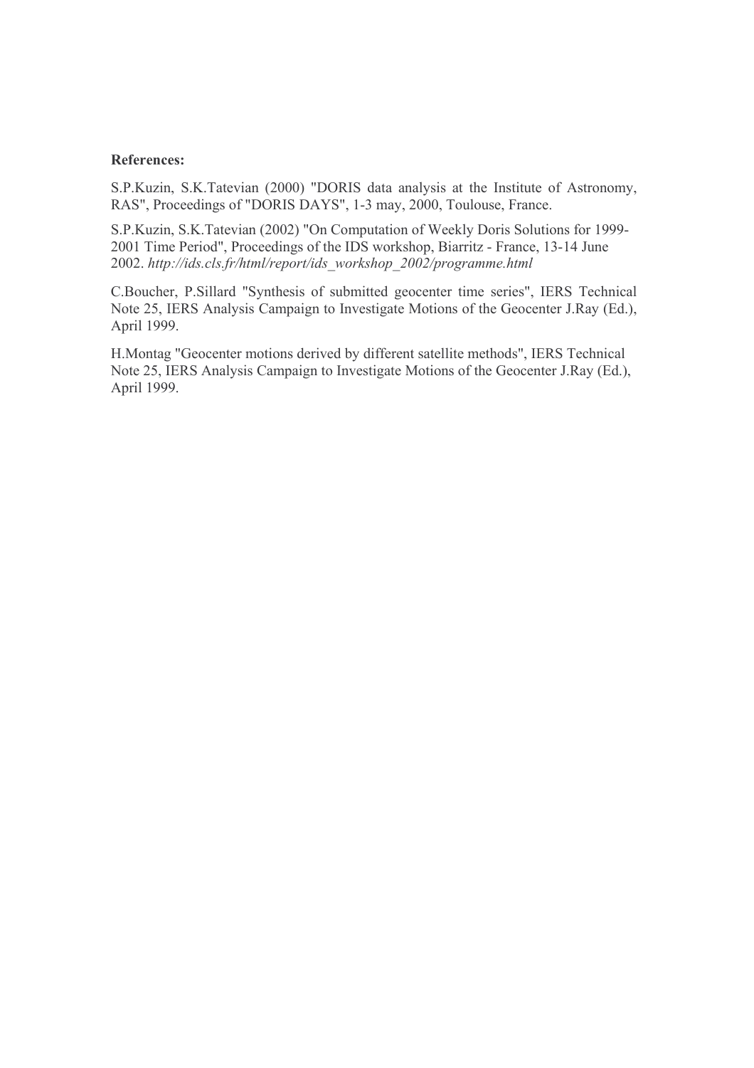**References:**

S.P.Kuzin, S.K.Tatevian (2000) "DORIS data analysis at the Institute of Astronomy, RAS", Proceedings of "DORIS DAYS", 1-3 may, 2000, Toulouse, France.

S.P.Kuzin, S.K.Tatevian (2002) "On Computation of Weekly Doris Solutions for 1999-2001 Time Period", Proceedings of the IDS workshop, Biarritz - France, 13-14 June 2002. *http://ids.cls.fr/html/report/ids_workshop_2002/programme.html*

C.Boucher, P.Sillard "Synthesis of submitted geocenter time series", IERS Technical Note 25, IERS Analysis Campaign to Investigate Motions of the Geocenter J.Ray (Ed.), April 1999.

H.Montag "Geocenter motions derived by different satellite methods", IERS Technical Note 25, IERS Analysis Campaign to Investigate Motions of the Geocenter J.Ray (Ed.), April 1999.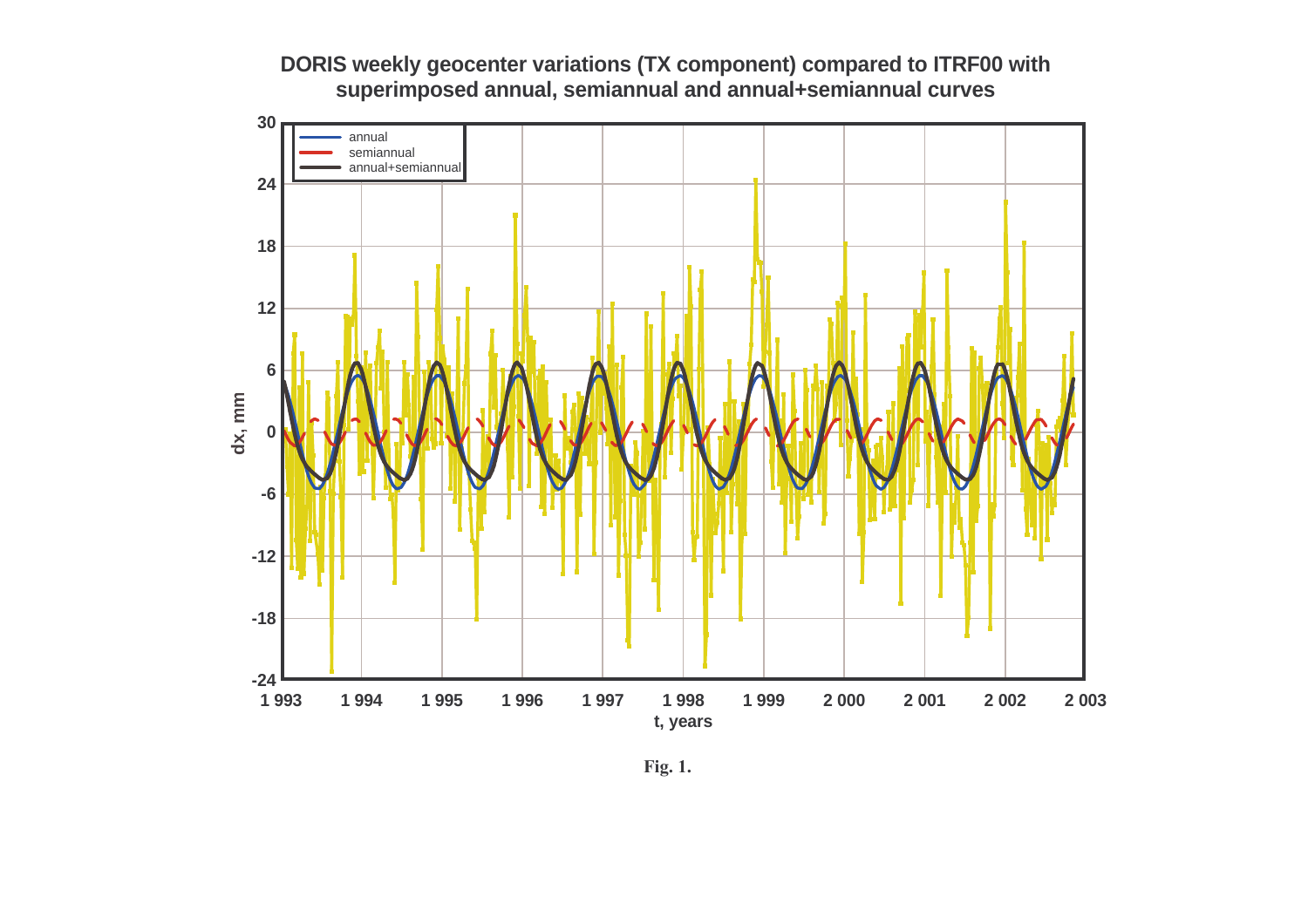DORIS weekly geocenter variations (TX component) compared to ITRF00 with superimposed annual, semiannual and annual+semiannual curves

Fig. 1.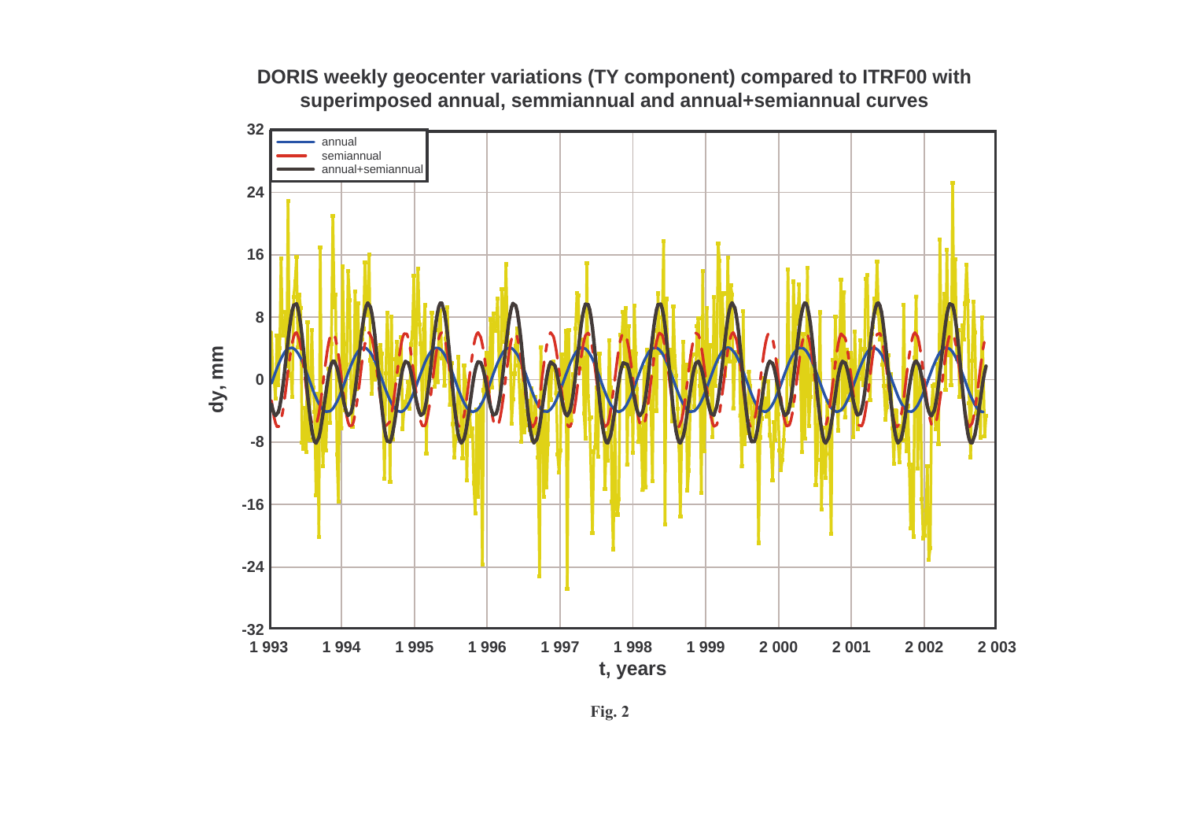DORIS weekly geocenter variations (TY component) compared to ITRF00 with superimposed annual, semmiannual and annual+semiannual curves

**Fig. 2**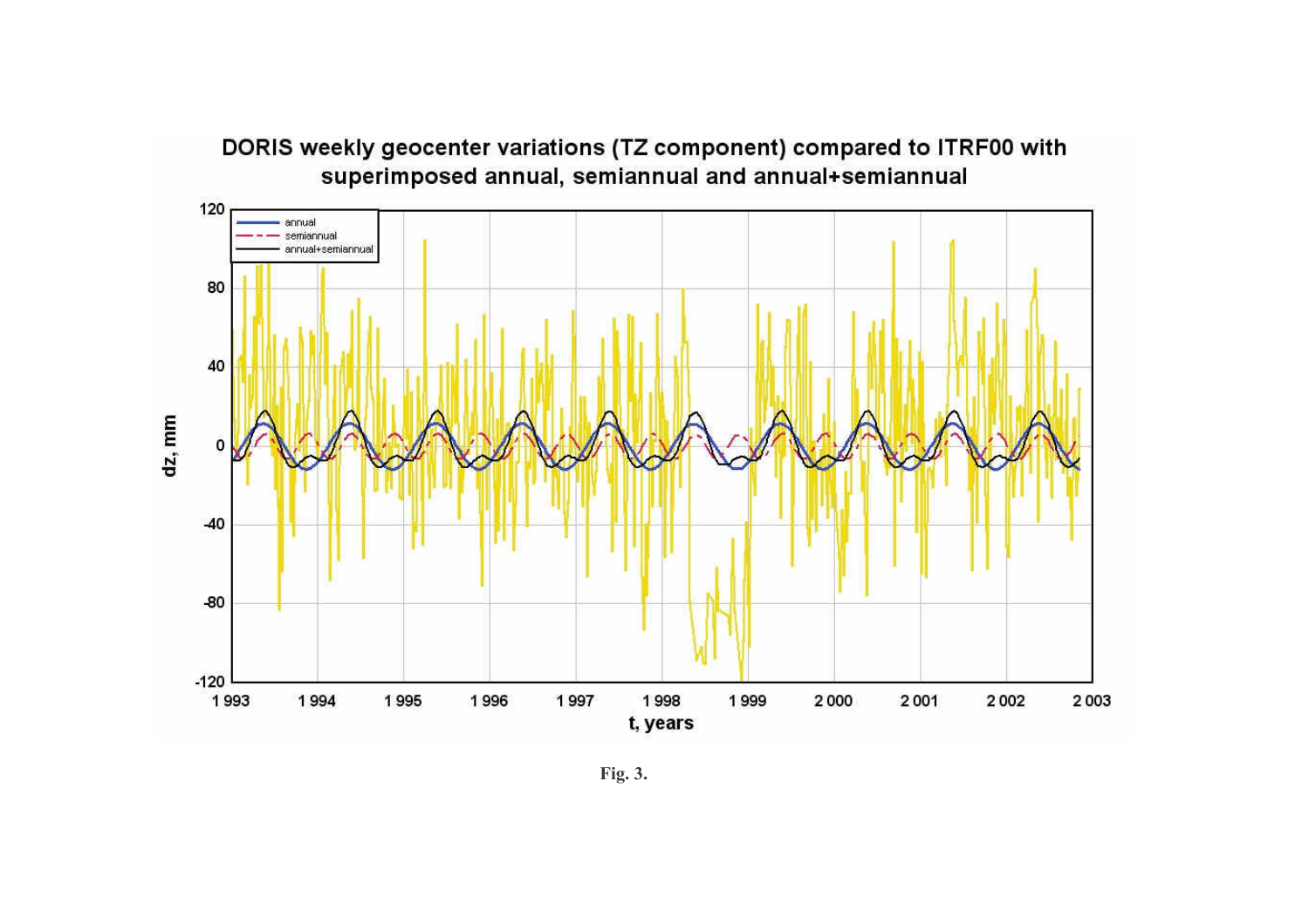**DORIS weekly geocenter variations (TZ component) compared to ITRF00 with superimposed annual, semiannual and annual+semiannual**

**Fig. 3.**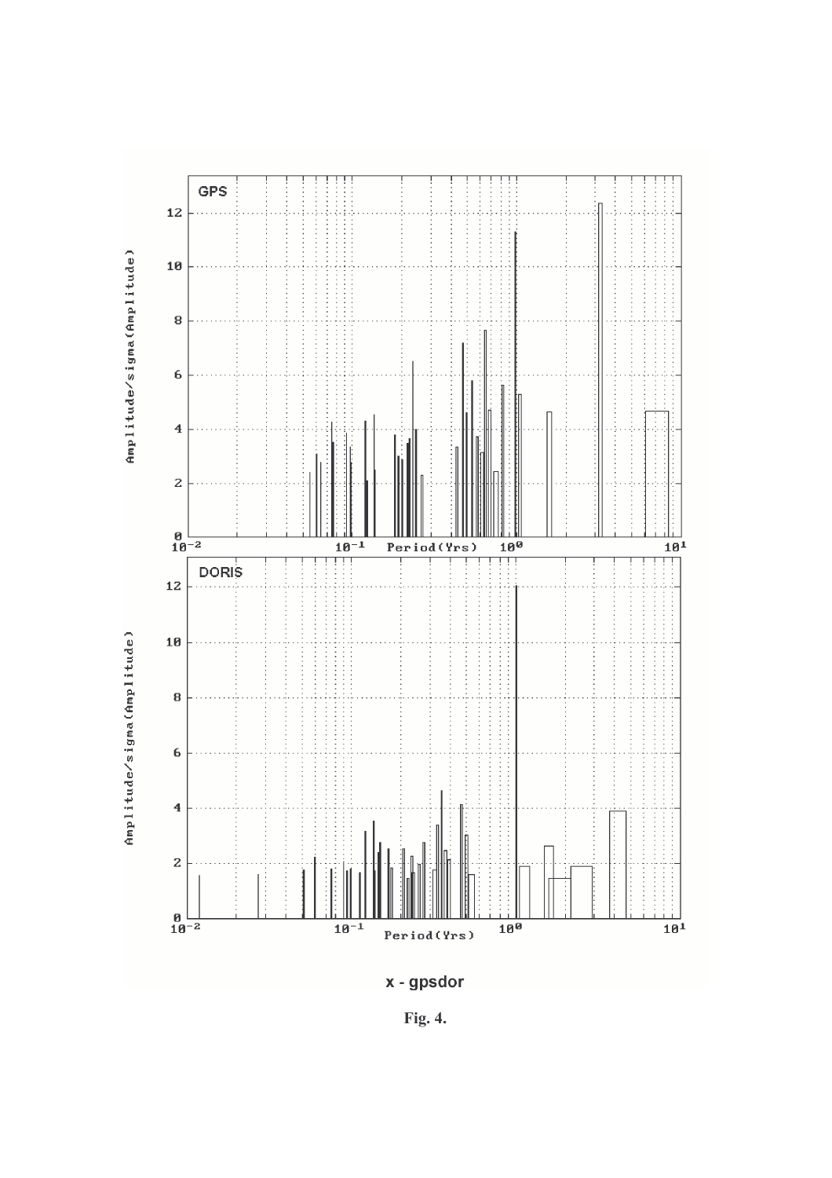x - gpsdor

**Fig. 4.**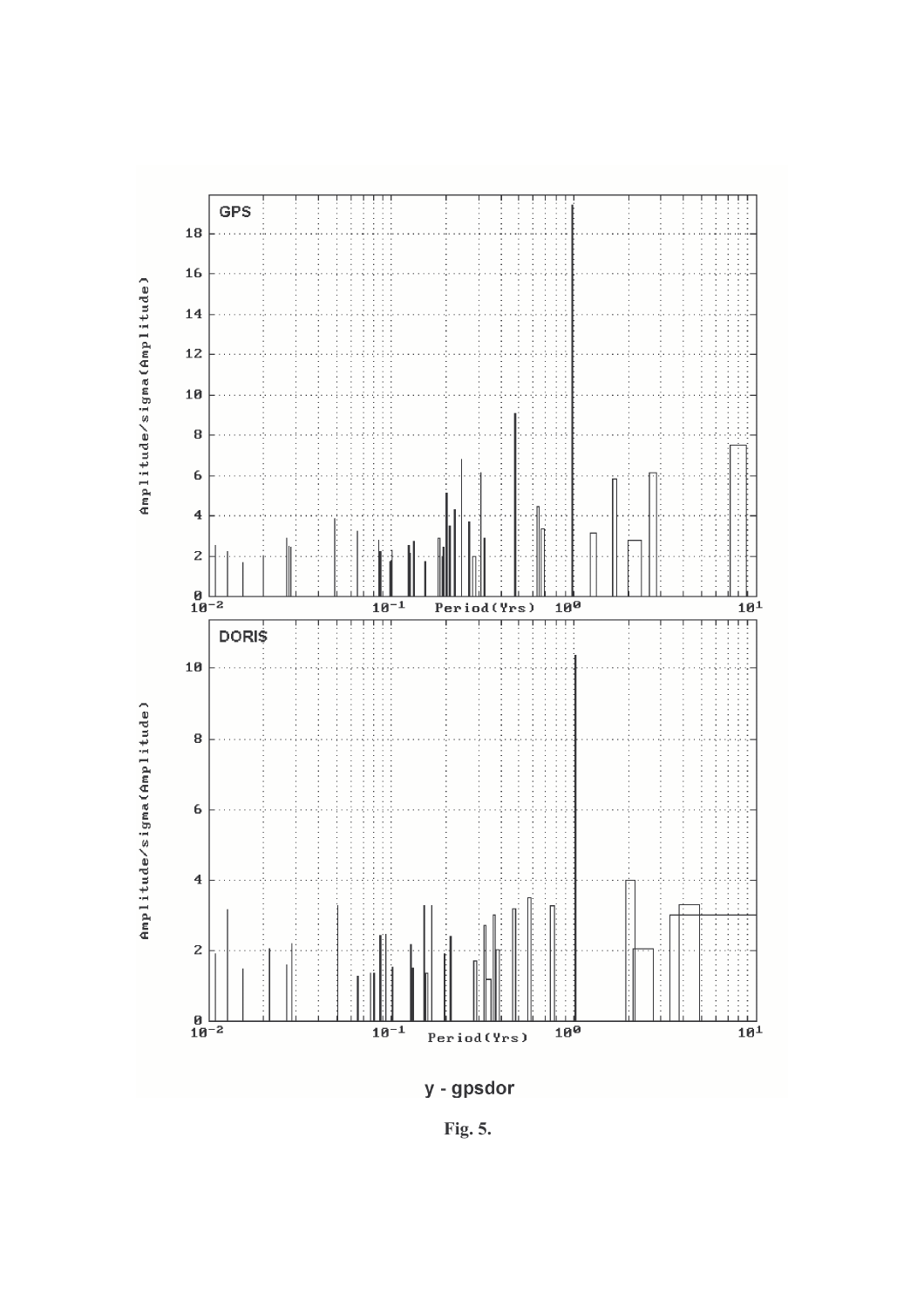y - gpsdor

**Fig. 5.**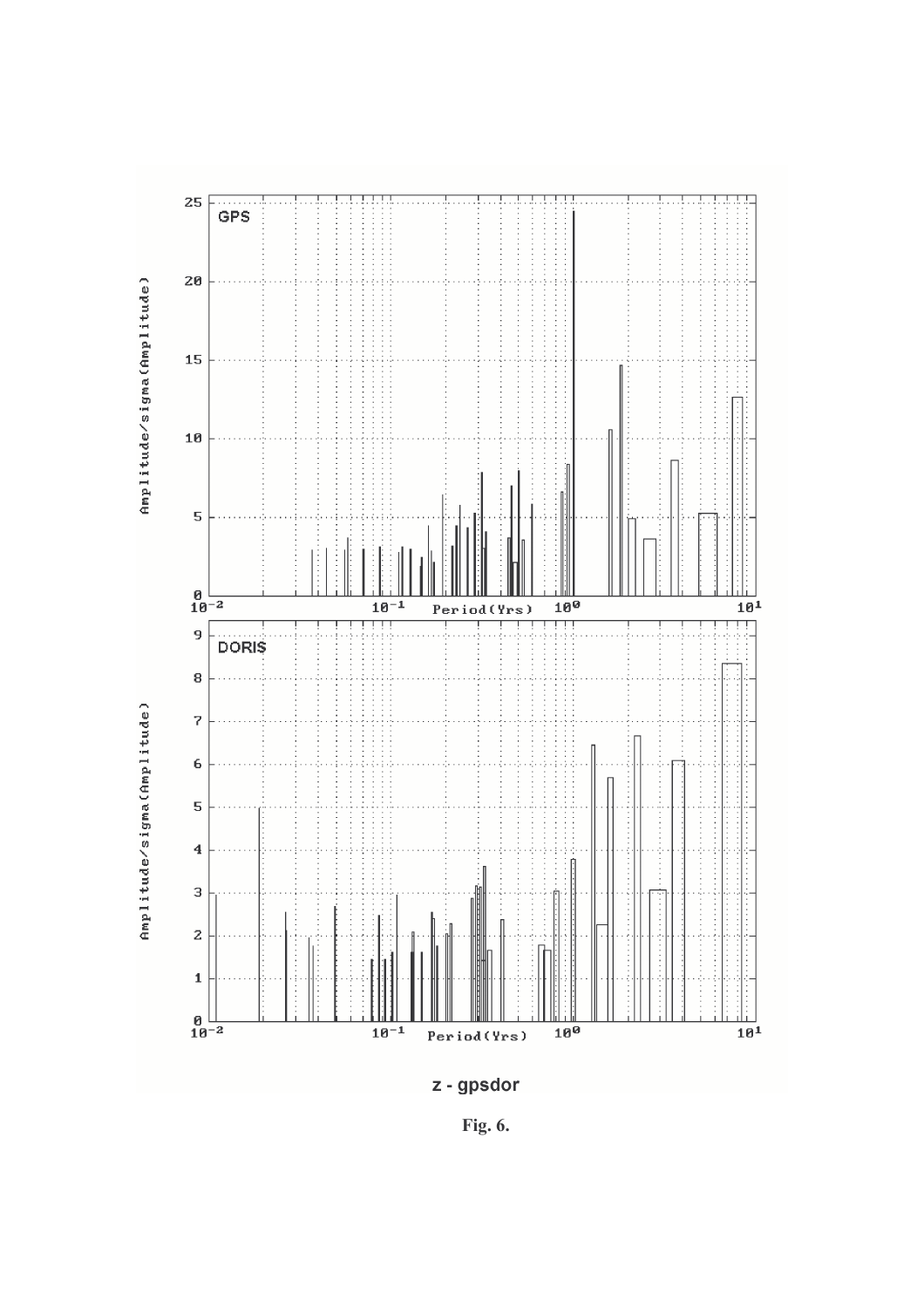GPS

Amplitude/sigma(Amplitude)

25

20

15

10

5

0

$10^{-2}$ $10^{-1}$ Period(Yrs) $10^{0}$ $10^{1}$

DORIS

Amplitude/sigma(Amplitude)

9

8

7

6

5

4

3

2

1

0

$10^{-2}$ $10^{-1}$ Period(Yrs) $10^{0}$ $10^{1}$

z - gpsdor

**Fig. 6.**